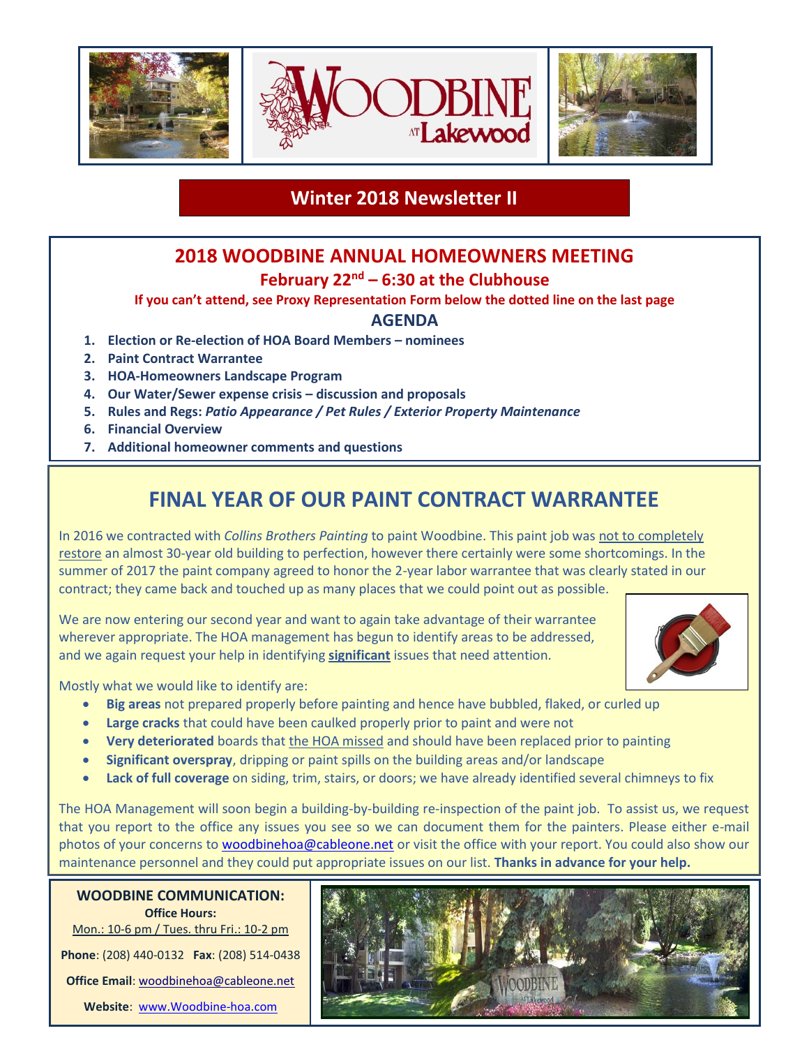# Woodbine at Lakewood

## Winter 2018 Newsletter II

## 2018 WOODBINE ANNUAL HOMEOWNERS MEETING

### February 22nd – 6:30 at the Clubhouse

**If you can't attend, see Proxy Representation Form below the dotted line on the last page**

### AGENDA

1. **Election or Re-election of HOA Board Members – nominees**
2. **Paint Contract Warrantee**
3. **HOA-Homeowners Landscape Program**
4. **Our Water/Sewer expense crisis – discussion and proposals**
5. **Rules and Regs:** ***Patio Appearance / Pet Rules / Exterior Property Maintenance***
6. **Financial Overview**
7. **Additional homeowner comments and questions**

## FINAL YEAR OF OUR PAINT CONTRACT WARRANTEE

In 2016 we contracted with *Collins Brothers Painting* to paint Woodbine. This paint job was <u>not to completely restore</u> an almost 30-year old building to perfection, however there certainly were some shortcomings. In the summer of 2017 the paint company agreed to honor the 2-year labor warrantee that was clearly stated in our contract; they came back and touched up as many places that we could point out as possible.

We are now entering our second year and want to again take advantage of their warrantee wherever appropriate. The HOA management has begun to identify areas to be addressed, and we again request your help in identifying **<u>significant</u>** issues that need attention.

Mostly what we would like to identify are:

- **Big areas** not prepared properly before painting and hence have bubbled, flaked, or curled up
- **Large cracks** that could have been caulked properly prior to paint and were not
- **Very deteriorated** boards that <u>the HOA missed</u> and should have been replaced prior to painting
- **Significant overspray**, dripping or paint spills on the building areas and/or landscape
- **Lack of full coverage** on siding, trim, stairs, or doors; we have already identified several chimneys to fix

The HOA Management will soon begin a building-by-building re-inspection of the paint job. To assist us, we request that you report to the office any issues you see so we can document them for the painters. Please either e-mail photos of your concerns to woodbinehoa@cableone.net or visit the office with your report. You could also show our maintenance personnel and they could put appropriate issues on our list. **Thanks in advance for your help.**

**WOODBINE COMMUNICATION:**

**Office Hours:**
<u>Mon.: 10-6 pm / Tues. thru Fri.: 10-2 pm</u>

**Phone**: (208) 440-0132 **Fax**: (208) 514-0438

**Office Email**: woodbinehoa@cableone.net

**Website**: www.Woodbine-hoa.com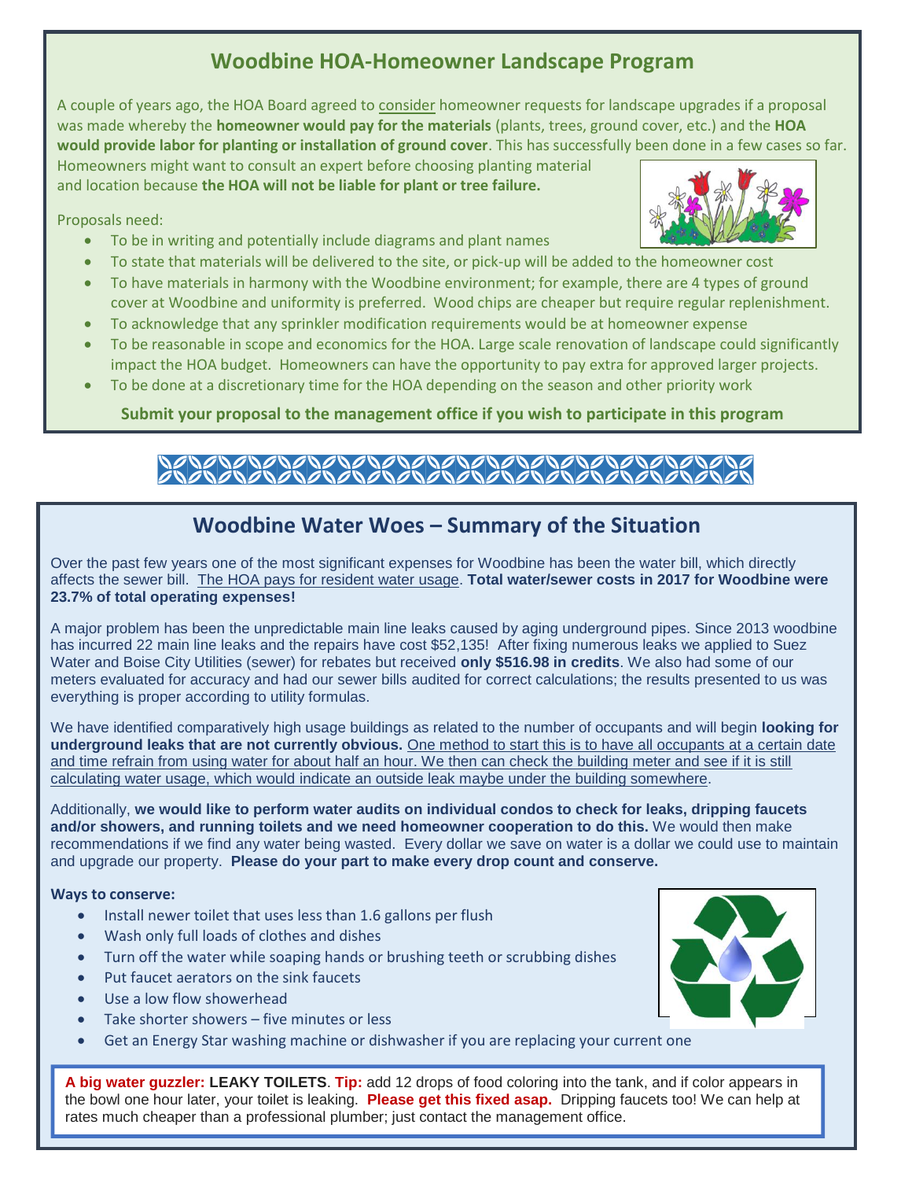## Woodbine HOA-Homeowner Landscape Program

A couple of years ago, the HOA Board agreed to consider homeowner requests for landscape upgrades if a proposal was made whereby the **homeowner would pay for the materials** (plants, trees, ground cover, etc.) and the **HOA would provide labor for planting or installation of ground cover**. This has successfully been done in a few cases so far. Homeowners might want to consult an expert before choosing planting material and location because **the HOA will not be liable for plant or tree failure.**

Proposals need:

- To be in writing and potentially include diagrams and plant names
- To state that materials will be delivered to the site, or pick-up will be added to the homeowner cost
- To have materials in harmony with the Woodbine environment; for example, there are 4 types of ground cover at Woodbine and uniformity is preferred. Wood chips are cheaper but require regular replenishment.
- To acknowledge that any sprinkler modification requirements would be at homeowner expense
- To be reasonable in scope and economics for the HOA. Large scale renovation of landscape could significantly impact the HOA budget. Homeowners can have the opportunity to pay extra for approved larger projects.
- To be done at a discretionary time for the HOA depending on the season and other priority work

**Submit your proposal to the management office if you wish to participate in this program**

## Woodbine Water Woes – Summary of the Situation

Over the past few years one of the most significant expenses for Woodbine has been the water bill, which directly affects the sewer bill. The HOA pays for resident water usage. **Total water/sewer costs in 2017 for Woodbine were 23.7% of total operating expenses!**

A major problem has been the unpredictable main line leaks caused by aging underground pipes. Since 2013 woodbine has incurred 22 main line leaks and the repairs have cost $52,135! After fixing numerous leaks we applied to Suez Water and Boise City Utilities (sewer) for rebates but received **only $516.98 in credits**. We also had some of our meters evaluated for accuracy and had our sewer bills audited for correct calculations; the results presented to us was everything is proper according to utility formulas.

We have identified comparatively high usage buildings as related to the number of occupants and will begin **looking for underground leaks that are not currently obvious.** One method to start this is to have all occupants at a certain date and time refrain from using water for about half an hour. We then can check the building meter and see if it is still calculating water usage, which would indicate an outside leak maybe under the building somewhere.

Additionally, **we would like to perform water audits on individual condos to check for leaks, dripping faucets and/or showers, and running toilets and we need homeowner cooperation to do this.** We would then make recommendations if we find any water being wasted. Every dollar we save on water is a dollar we could use to maintain and upgrade our property. **Please do your part to make every drop count and conserve.**

**Ways to conserve:**

- Install newer toilet that uses less than 1.6 gallons per flush
- Wash only full loads of clothes and dishes
- Turn off the water while soaping hands or brushing teeth or scrubbing dishes
- Put faucet aerators on the sink faucets
- Use a low flow showerhead
- Take shorter showers – five minutes or less
- Get an Energy Star washing machine or dishwasher if you are replacing your current one

**A big water guzzler: LEAKY TOILETS**. **Tip:** add 12 drops of food coloring into the tank, and if color appears in the bowl one hour later, your toilet is leaking. **Please get this fixed asap.** Dripping faucets too! We can help at rates much cheaper than a professional plumber; just contact the management office.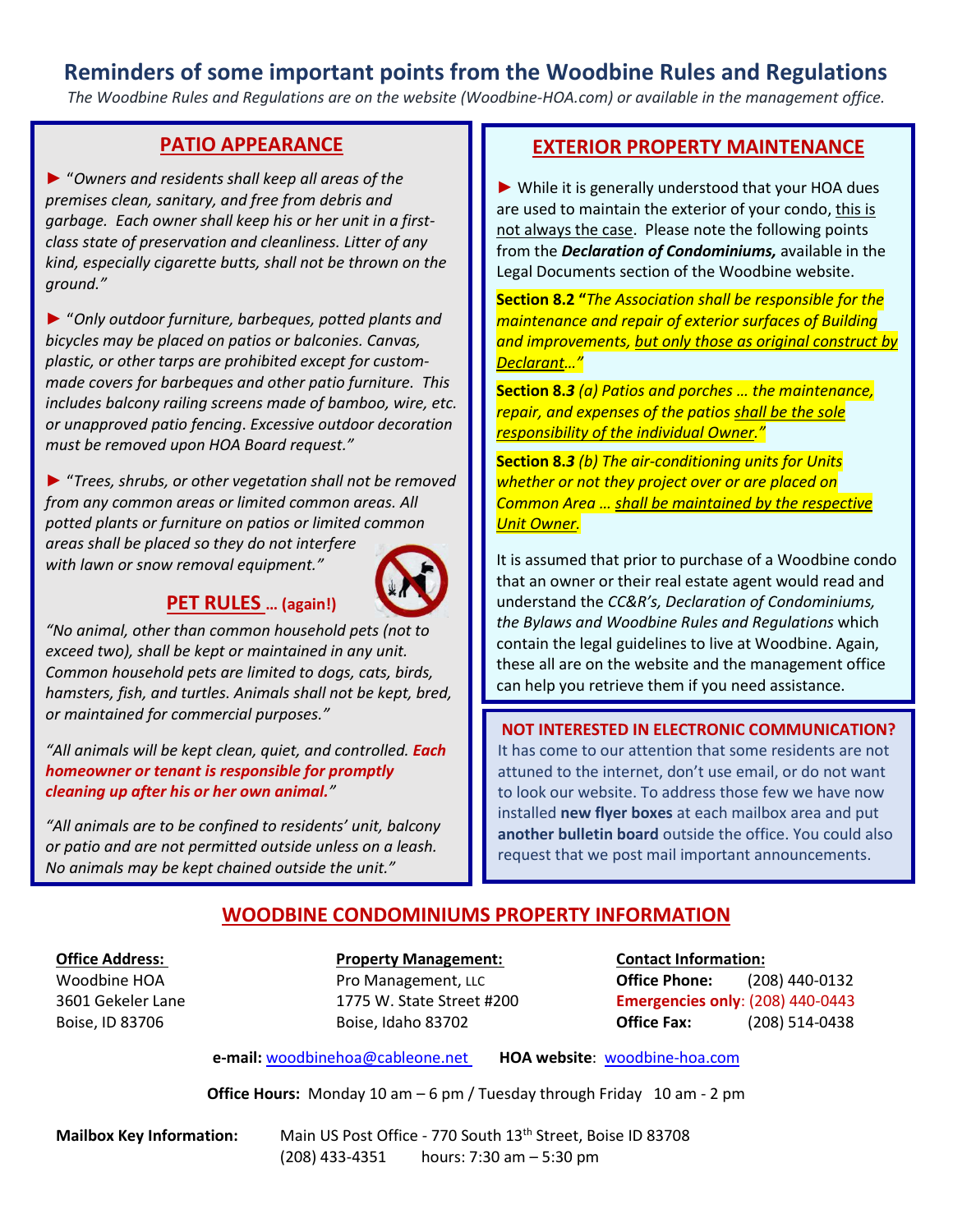# Reminders of some important points from the Woodbine Rules and Regulations

*The Woodbine Rules and Regulations are on the website (Woodbine-HOA.com) or available in the management office.*

## PATIO APPEARANCE

► "*Owners and residents shall keep all areas of the premises clean, sanitary, and free from debris and garbage. Each owner shall keep his or her unit in a first-class state of preservation and cleanliness. Litter of any kind, especially cigarette butts, shall not be thrown on the ground.*"

► "*Only outdoor furniture, barbeques, potted plants and bicycles may be placed on patios or balconies. Canvas, plastic, or other tarps are prohibited except for custom-made covers for barbeques and other patio furniture. This includes balcony railing screens made of bamboo, wire, etc. or unapproved patio fencing. Excessive outdoor decoration must be removed upon HOA Board request.*"

► "*Trees, shrubs, or other vegetation shall not be removed from any common areas or limited common areas. All potted plants or furniture on patios or limited common areas shall be placed so they do not interfere with lawn or snow removal equipment.*"

## PET RULES … (again!)

*"No animal, other than common household pets (not to exceed two), shall be kept or maintained in any unit. Common household pets are limited to dogs, cats, birds, hamsters, fish, and turtles. Animals shall not be kept, bred, or maintained for commercial purposes."*

*"All animals will be kept clean, quiet, and controlled. **Each homeowner or tenant is responsible for promptly cleaning up after his or her own animal.**"*

*"All animals are to be confined to residents' unit, balcony or patio and are not permitted outside unless on a leash. No animals may be kept chained outside the unit."*

## EXTERIOR PROPERTY MAINTENANCE

► While it is generally understood that your HOA dues are used to maintain the exterior of your condo, this is not always the case. Please note the following points from the ***Declaration of Condominiums,*** available in the Legal Documents section of the Woodbine website.

**Section 8.2 "***The Association shall be responsible for the maintenance and repair of exterior surfaces of Building and improvements, but only those as original construct by Declarant…"*

**Section 8.*3*** *(a) Patios and porches … the maintenance, repair, and expenses of the patios shall be the sole responsibility of the individual Owner."*

**Section 8.*3*** *(b) The air-conditioning units for Units whether or not they project over or are placed on Common Area … shall be maintained by the respective Unit Owner.*

It is assumed that prior to purchase of a Woodbine condo that an owner or their real estate agent would read and understand the *CC&R's, Declaration of Condominiums, the Bylaws and Woodbine Rules and Regulations* which contain the legal guidelines to live at Woodbine. Again, these all are on the website and the management office can help you retrieve them if you need assistance.

### NOT INTERESTED IN ELECTRONIC COMMUNICATION?

It has come to our attention that some residents are not attuned to the internet, don't use email, or do not want to look our website. To address those few we have now installed **new flyer boxes** at each mailbox area and put **another bulletin board** outside the office. You could also request that we post mail important announcements.

## WOODBINE CONDOMINIUMS PROPERTY INFORMATION

**Office Address:**
Woodbine HOA
3601 Gekeler Lane
Boise, ID 83706

**Property Management:**
Pro Management, LLC
1775 W. State Street #200
Boise, Idaho 83702

**Contact Information:**
**Office Phone:** (208) 440-0132
**Emergencies only**: (208) 440-0443
**Office Fax:** (208) 514-0438

**e-mail:** woodbinehoa@cableone.net **HOA website**: woodbine-hoa.com

**Office Hours:** Monday 10 am – 6 pm / Tuesday through Friday 10 am - 2 pm

**Mailbox Key Information:** Main US Post Office - 770 South 13th Street, Boise ID 83708
(208) 433-4351 hours: 7:30 am – 5:30 pm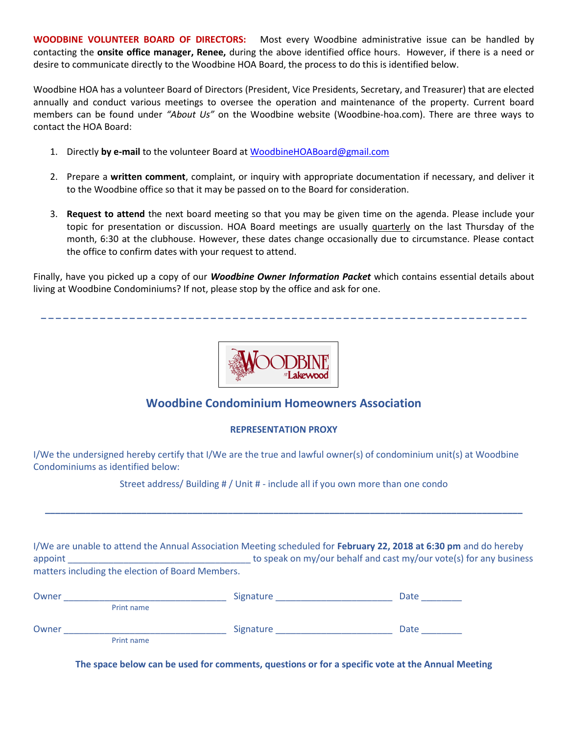**WOODBINE VOLUNTEER BOARD OF DIRECTORS:** Most every Woodbine administrative issue can be handled by contacting the **onsite office manager, Renee,** during the above identified office hours. However, if there is a need or desire to communicate directly to the Woodbine HOA Board, the process to do this is identified below.

Woodbine HOA has a volunteer Board of Directors (President, Vice Presidents, Secretary, and Treasurer) that are elected annually and conduct various meetings to oversee the operation and maintenance of the property. Current board members can be found under *"About Us"* on the Woodbine website (Woodbine-hoa.com). There are three ways to contact the HOA Board:

1. Directly **by e-mail** to the volunteer Board at WoodbineHOABoard@gmail.com

2. Prepare a **written comment**, complaint, or inquiry with appropriate documentation if necessary, and deliver it to the Woodbine office so that it may be passed on to the Board for consideration.

3. **Request to attend** the next board meeting so that you may be given time on the agenda. Please include your topic for presentation or discussion. HOA Board meetings are usually quarterly on the last Thursday of the month, 6:30 at the clubhouse. However, these dates change occasionally due to circumstance. Please contact the office to confirm dates with your request to attend.

Finally, have you picked up a copy of our ***Woodbine Owner Information Packet*** which contains essential details about living at Woodbine Condominiums? If not, please stop by the office and ask for one.

- - - - - - - - - - - - - - - - - - - - - - - - - - - - - - - - - - - - - - - - - - - - - - - - - - - -

WOODBINE AT Lakewood

## Woodbine Condominium Homeowners Association

### REPRESENTATION PROXY

I/We the undersigned hereby certify that I/We are the true and lawful owner(s) of condominium unit(s) at Woodbine Condominiums as identified below:

Street address/ Building # / Unit # - include all if you own more than one condo

_______________________________________________________________________________

I/We are unable to attend the Annual Association Meeting scheduled for **February 22, 2018 at 6:30 pm** and do hereby appoint ___________________________________ to speak on my/our behalf and cast my/our vote(s) for any business matters including the election of Board Members.

Owner ________________________________ Signature ______________________ Date ________
Print name

Owner ________________________________ Signature ______________________ Date ________
Print name

**The space below can be used for comments, questions or for a specific vote at the Annual Meeting**